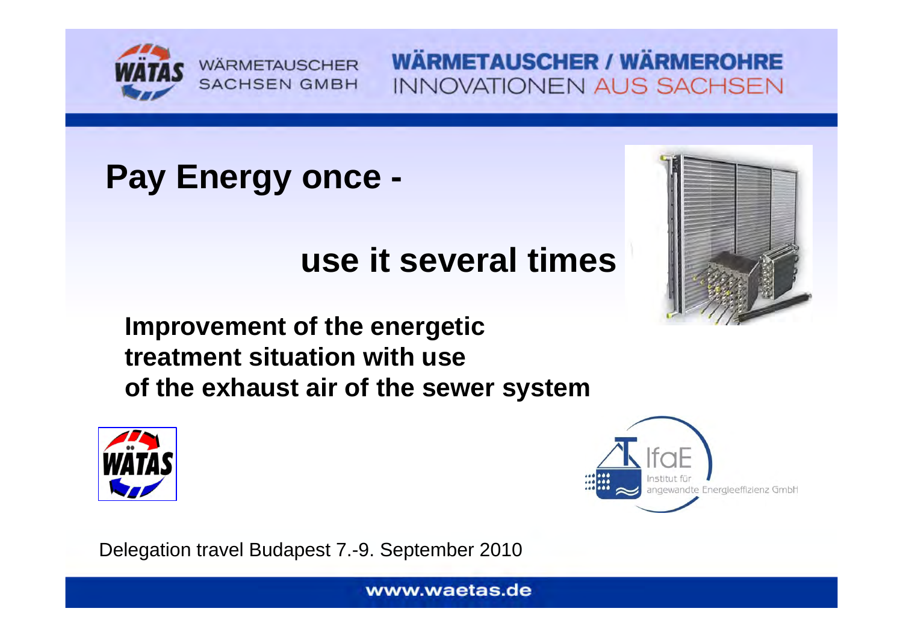# Pay Energy once -

# use it several times

**Improvement of the energetic treatment situation with use of the exhaust air of the sewer system**

Delegation travel Budapest 7.-9. September 2010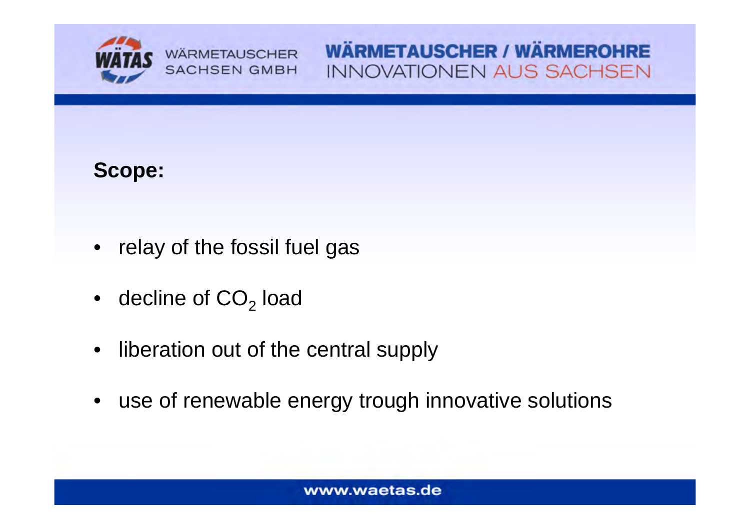**Scope:**

- relay of the fossil fuel gas
- decline of $CO_2$ load
- liberation out of the central supply
- use of renewable energy trough innovative solutions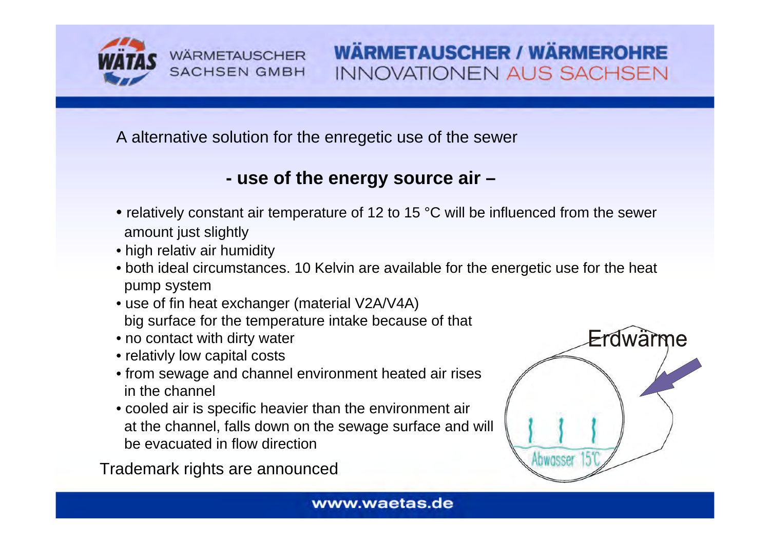A alternative solution for the enregetic use of the sewer

## - use of the energy source air –

- relatively constant air temperature of 12 to 15 °C will be influenced from the sewer amount just slightly
- high relativ air humidity
- both ideal circumstances. 10 Kelvin are available for the energetic use for the heat pump system
- use of fin heat exchanger (material V2A/V4A) big surface for the temperature intake because of that
- no contact with dirty water
- relativly low capital costs
- from sewage and channel environment heated air rises in the channel
- cooled air is specific heavier than the environment air at the channel, falls down on the sewage surface and will be evacuated in flow direction

Trademark rights are announced

Erdwärme

Abwasser 15°C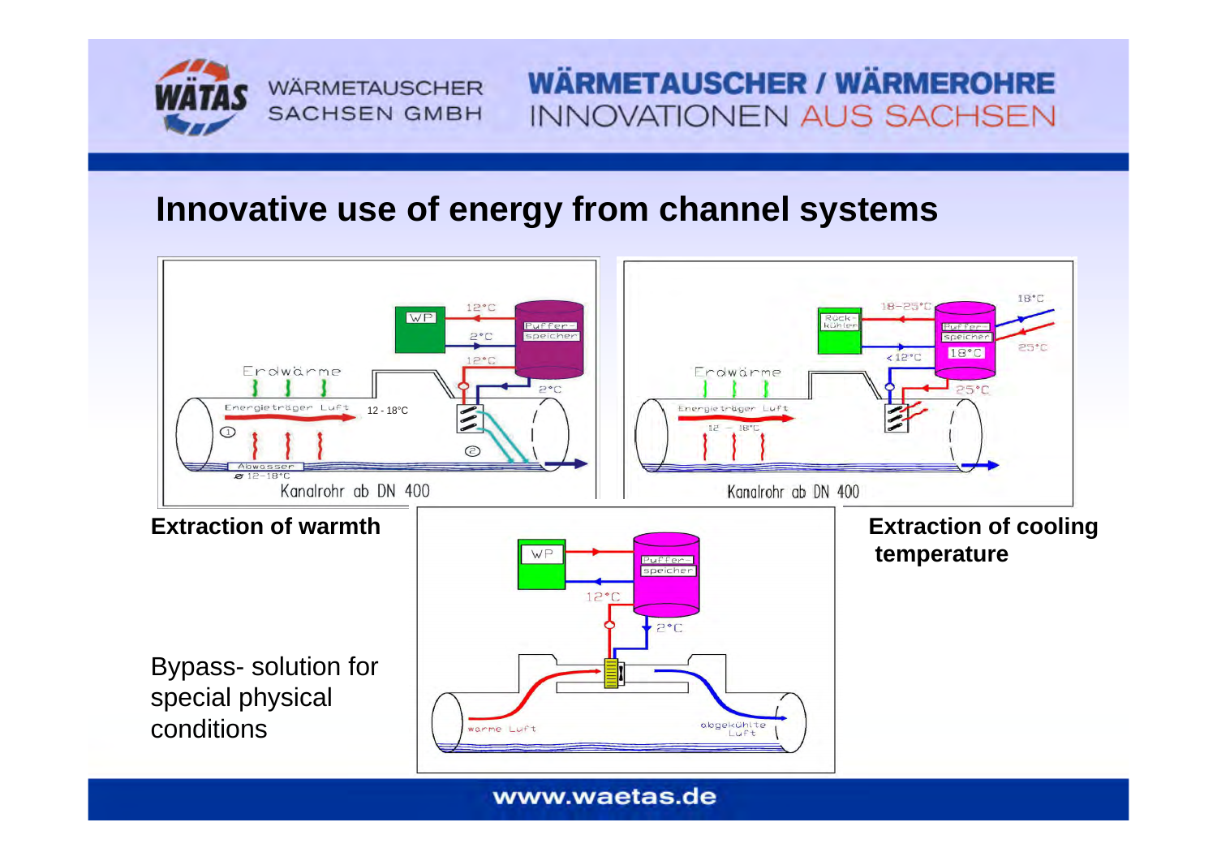# Innovative use of energy from channel systems

**Extraction of warmth**

**Extraction of cooling temperature**

Bypass- solution for special physical conditions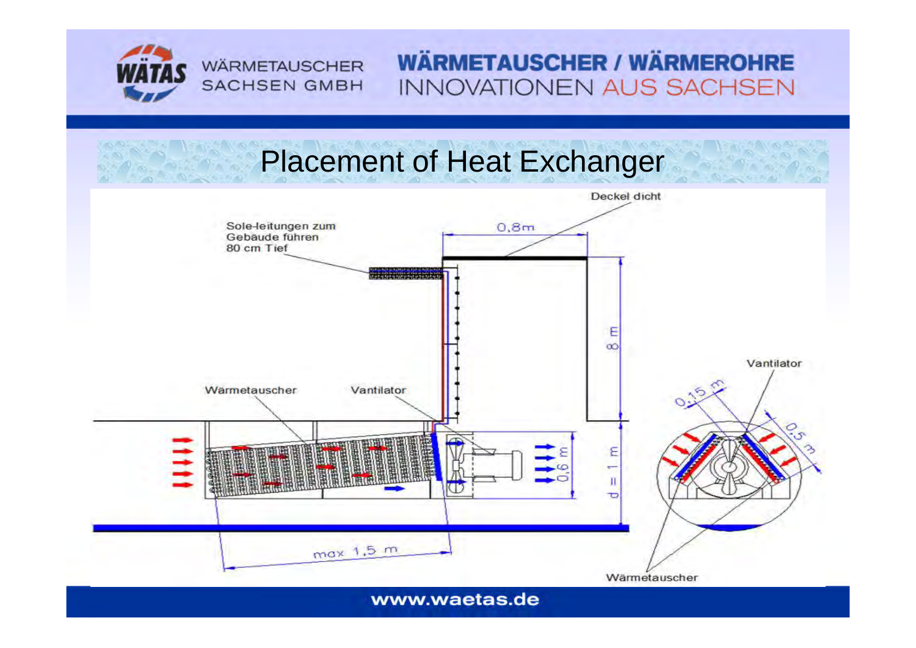# Placement of Heat Exchanger

Deckel dicht

Sole-leitungen zum Gebäude führen 80 cm Tief

0,8m

8 m

Wärmetauscher

Vantilator

d = 1 m

0,6 m

max 1,5 m

0,15 m

0,5 m

Vantilator

Wärmetauscher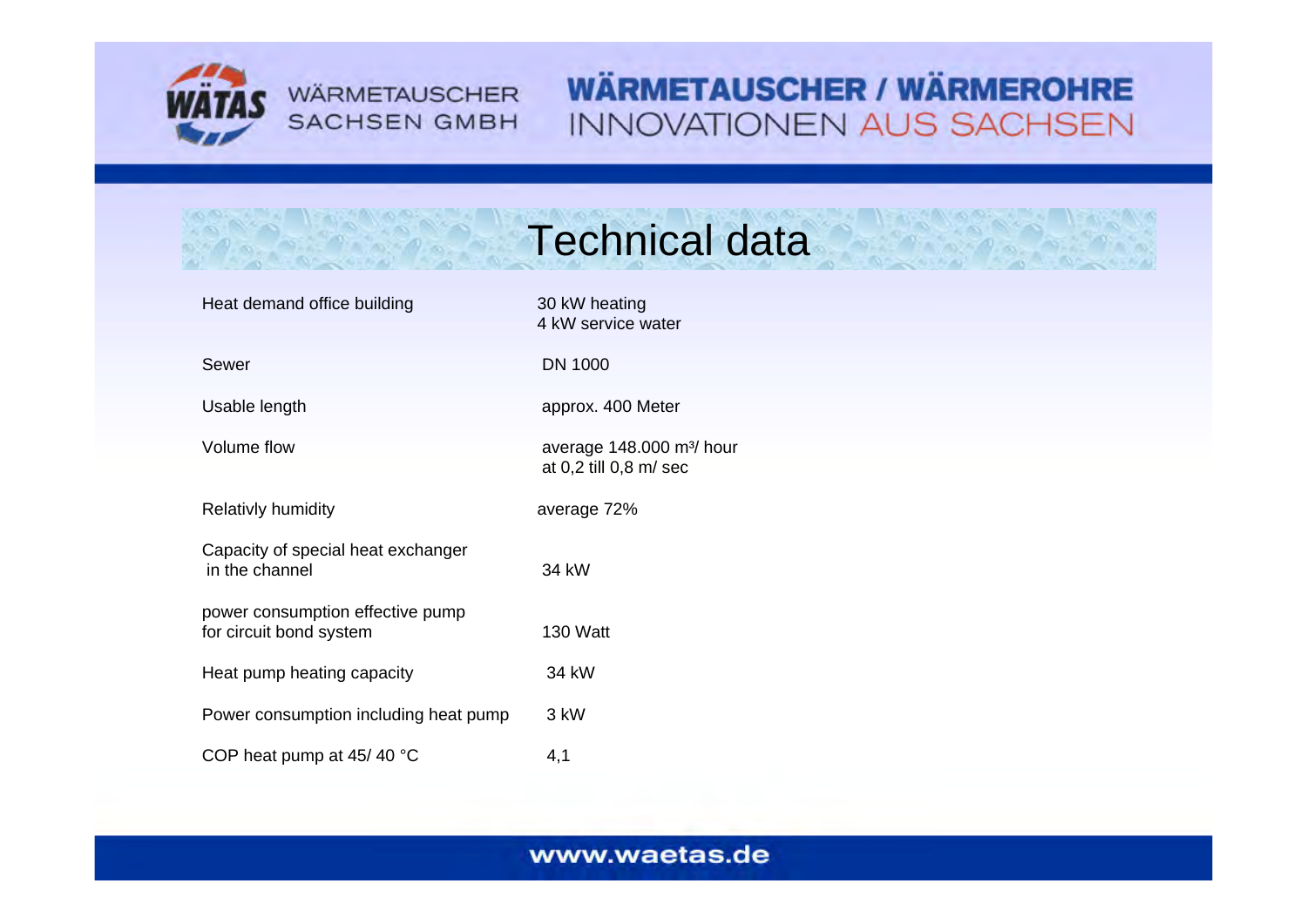# Technical data

| | |
|---|---|
| Heat demand office building | 30 kW heating<br>4 kW service water |
| Sewer | DN 1000 |
| Usable length | approx. 400 Meter |
| Volume flow | average 148.000 m³/ hour<br>at 0,2 till 0,8 m/ sec |
| Relativly humidity | average 72% |
| Capacity of special heat exchanger in the channel | 34 kW |
| power consumption effective pump for circuit bond system | 130 Watt |
| Heat pump heating capacity | 34 kW |
| Power consumption including heat pump | 3 kW |
| COP heat pump at 45/ 40 °C | 4,1 |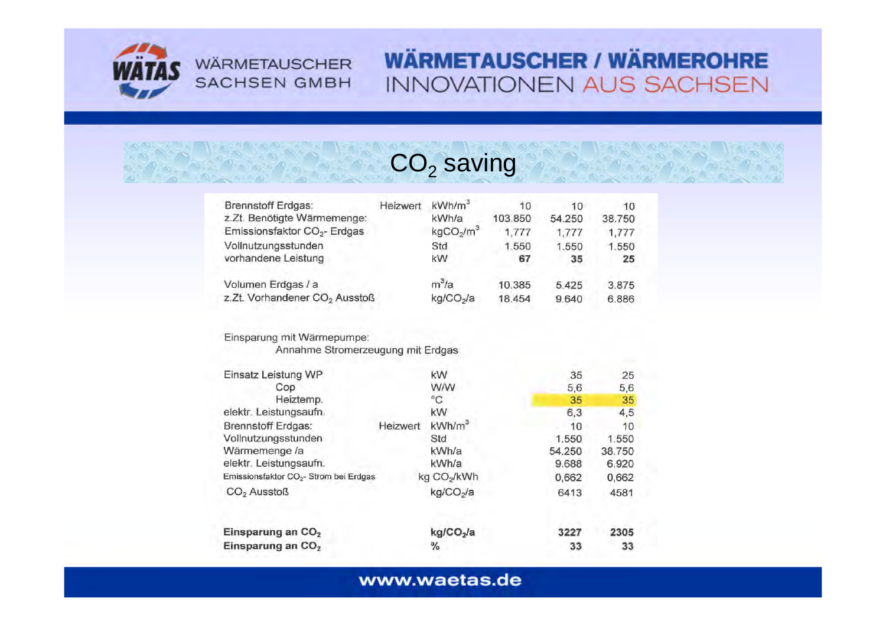# $CO_2$ saving

| | | | | | |
|---|---|---|---|---|---|
| Brennstoff Erdgas: | Heizwert | $kWh/m^3$ | 10 | 10 | 10 |
| z.Zt. Benötigte Wärmemenge: | | kWh/a | 103.850 | 54.250 | 38.750 |
| Emissionsfaktor $CO_2$- Erdgas | | $kgCO_2/m^3$ | 1,777 | 1,777 | 1,777 |
| Vollnutzungsstunden | | Std | 1.550 | 1.550 | 1.550 |
| vorhandene Leistung | | kW | **67** | **35** | **25** |
| | | | | | |
| Volumen Erdgas / a | | $m^3/a$ | 10.385 | 5.425 | 3.875 |
| z.Zt. Vorhandener $CO_2$ Ausstoß | | $kg/CO_2/a$ | 18.454 | 9.640 | 6.886 |

Einsparung mit Wärmepumpe:

Annahme Stromerzeugung mit Erdgas

| | | | | |
|---|---|---|---|---|
| Einsatz Leistung WP | | kW | 35 | 25 |
| Cop | | W/W | 5,6 | 5,6 |
| Heiztemp. | | °C | 35 | 35 |
| elektr. Leistungsaufn. | | kW | 6,3 | 4,5 |
| Brennstoff Erdgas: | Heizwert | $kWh/m^3$ | 10 | 10 |
| Vollnutzungsstunden | | Std | 1.550 | 1.550 |
| Wärmemenge /a | | kWh/a | 54.250 | 38.750 |
| elektr. Leistungsaufn. | | kWh/a | 9.688 | 6.920 |
| Emissionsfaktor $CO_2$- Strom bei Erdgas | | kg $CO_2$/kWh | 0,662 | 0,662 |
| $CO_2$ Ausstoß | | $kg/CO_2/a$ | 6413 | 4581 |
| | | | | |
| **Einsparung an $CO_2$** | | **$kg/CO_2/a$** | **3227** | **2305** |
| **Einsparung an $CO_2$** | | **%** | **33** | **33** |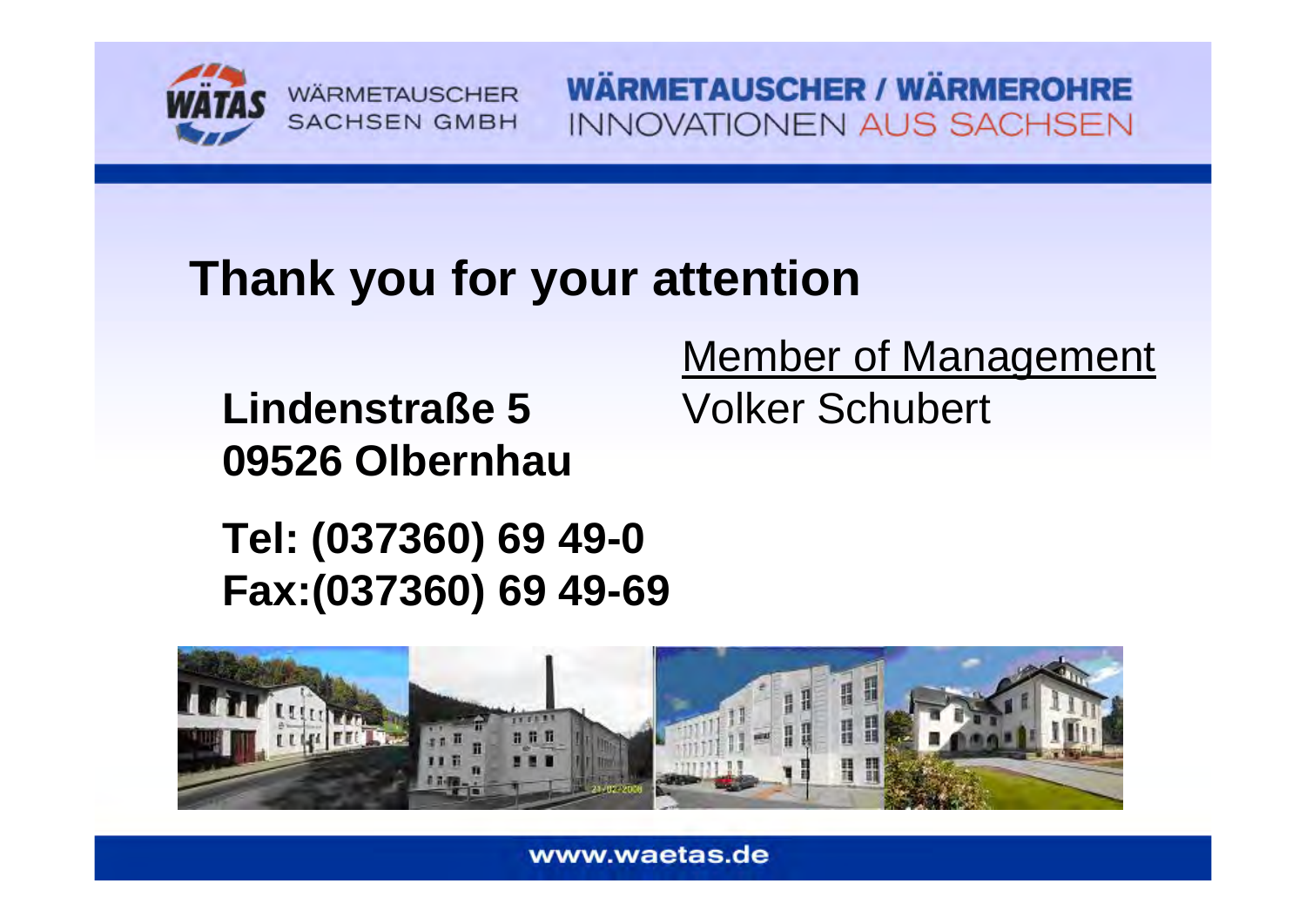WÄTAS WÄRMETAUSCHER SACHSEN GMBH

WÄRMETAUSCHER / WÄRMEROHRE
INNOVATIONEN AUS SACHSEN

# Thank you for your attention

Member of Management
Volker Schubert

**Lindenstraße 5**
**09526 Olbernhau**

**Tel: (037360) 69 49-0**
**Fax:(037360) 69 49-69**

www.waetas.de